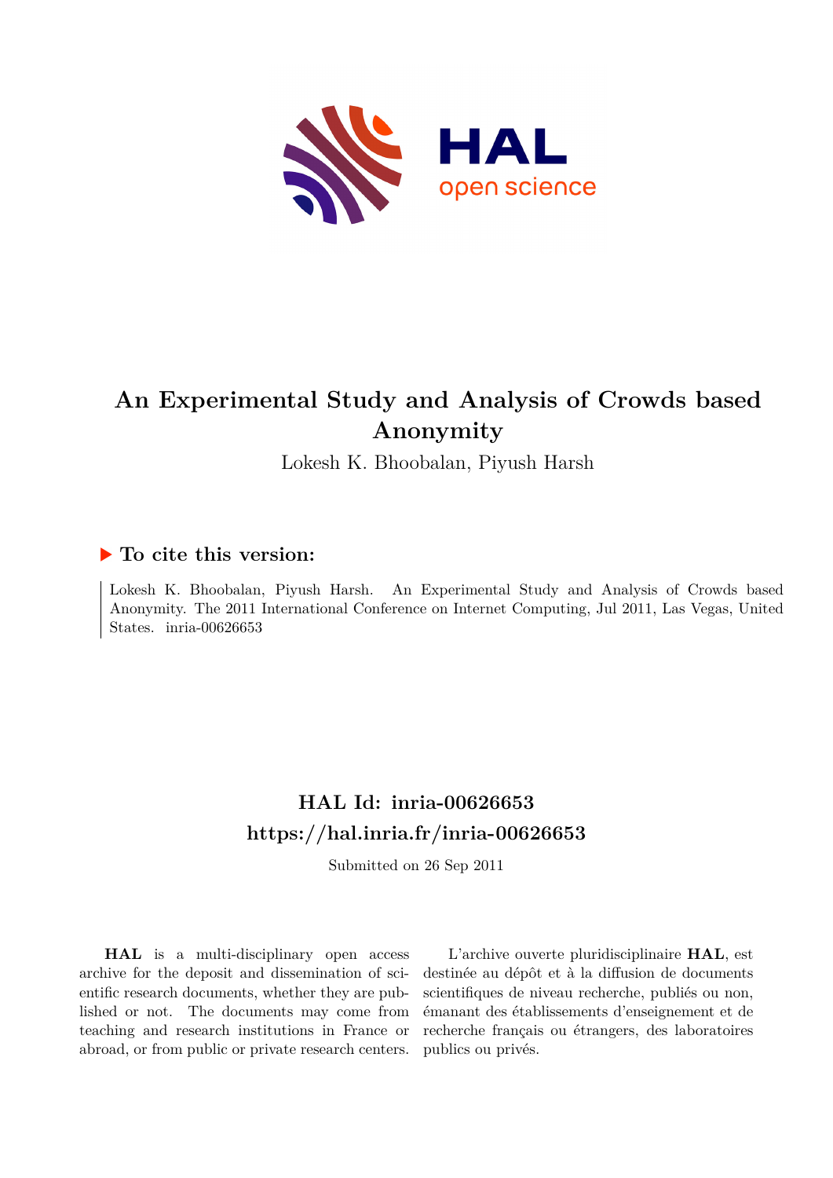# An Experimental Study and Analysis of Crowds based Anonymity

Lokesh K. Bhoobalan, Piyush Harsh

## ▶ To cite this version:

Lokesh K. Bhoobalan, Piyush Harsh. An Experimental Study and Analysis of Crowds based Anonymity. The 2011 International Conference on Internet Computing, Jul 2011, Las Vegas, United States. inria-00626653

## HAL Id: inria-00626653

## https://hal.inria.fr/inria-00626653

Submitted on 26 Sep 2011

**HAL** is a multi-disciplinary open access archive for the deposit and dissemination of scientific research documents, whether they are published or not. The documents may come from teaching and research institutions in France or abroad, or from public or private research centers.

L'archive ouverte pluridisciplinaire **HAL**, est destinée au dépôt et à la diffusion de documents scientifiques de niveau recherche, publiés ou non, émanant des établissements d'enseignement et de recherche français ou étrangers, des laboratoires publics ou privés.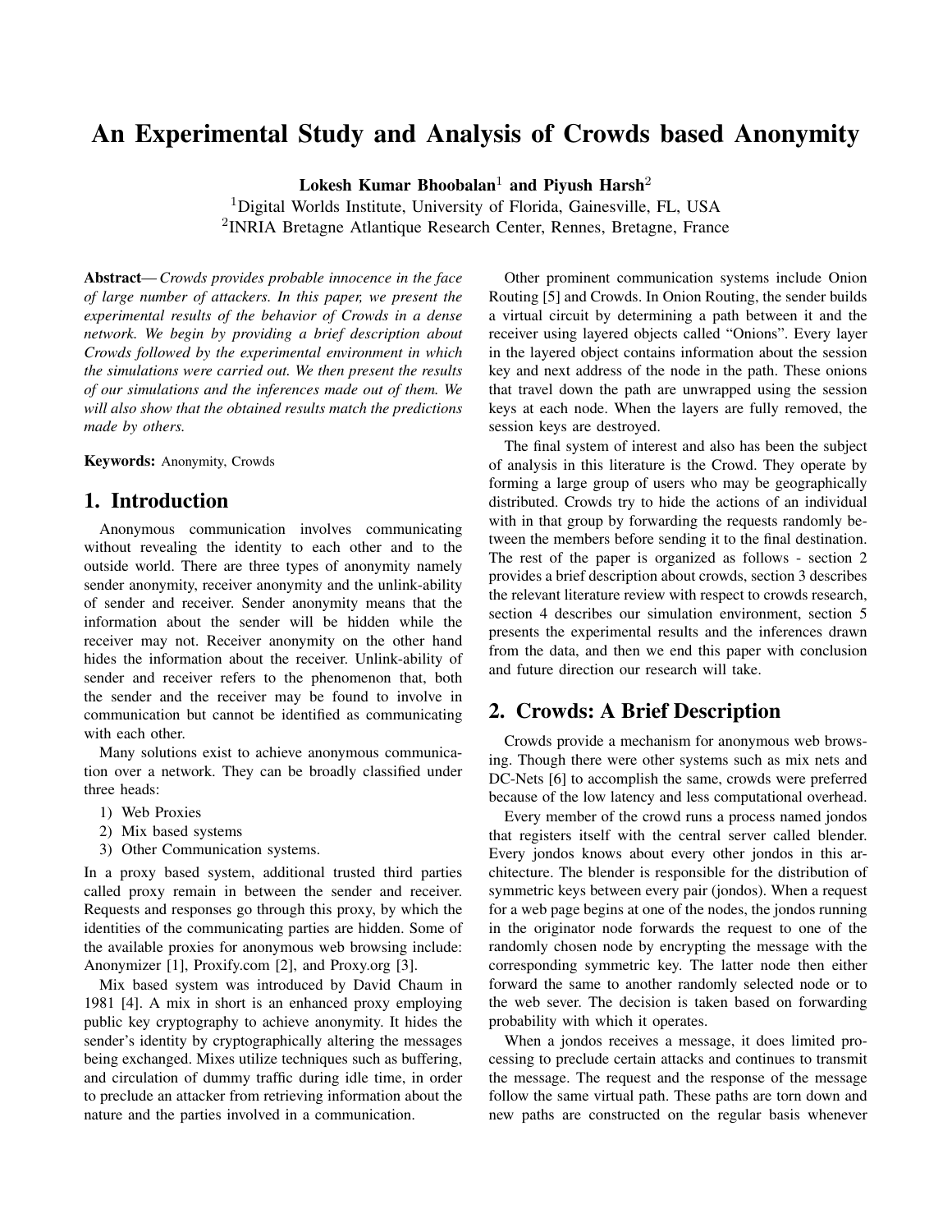# An Experimental Study and Analysis of Crowds based Anonymity

**Lokesh Kumar Bhoobalan**[1] **and Piyush Harsh**[2]

[1]Digital Worlds Institute, University of Florida, Gainesville, FL, USA
[2]INRIA Bretagne Atlantique Research Center, Rennes, Bretagne, France

**Abstract**— *Crowds provides probable innocence in the face of large number of attackers. In this paper, we present the experimental results of the behavior of Crowds in a dense network. We begin by providing a brief description about Crowds followed by the experimental environment in which the simulations were carried out. We then present the results of our simulations and the inferences made out of them. We will also show that the obtained results match the predictions made by others.*

**Keywords:** Anonymity, Crowds

## 1. Introduction

Anonymous communication involves communicating without revealing the identity to each other and to the outside world. There are three types of anonymity namely sender anonymity, receiver anonymity and the unlink-ability of sender and receiver. Sender anonymity means that the information about the sender will be hidden while the receiver may not. Receiver anonymity on the other hand hides the information about the receiver. Unlink-ability of sender and receiver refers to the phenomenon that, both the sender and the receiver may be found to involve in communication but cannot be identified as communicating with each other.

Many solutions exist to achieve anonymous communication over a network. They can be broadly classified under three heads:

1) Web Proxies
2) Mix based systems
3) Other Communication systems.

In a proxy based system, additional trusted third parties called proxy remain in between the sender and receiver. Requests and responses go through this proxy, by which the identities of the communicating parties are hidden. Some of the available proxies for anonymous web browsing include: Anonymizer [1], Proxify.com [2], and Proxy.org [3].

Mix based system was introduced by David Chaum in 1981 [4]. A mix in short is an enhanced proxy employing public key cryptography to achieve anonymity. It hides the sender's identity by cryptographically altering the messages being exchanged. Mixes utilize techniques such as buffering, and circulation of dummy traffic during idle time, in order to preclude an attacker from retrieving information about the nature and the parties involved in a communication.

Other prominent communication systems include Onion Routing [5] and Crowds. In Onion Routing, the sender builds a virtual circuit by determining a path between it and the receiver using layered objects called "Onions". Every layer in the layered object contains information about the session key and next address of the node in the path. These onions that travel down the path are unwrapped using the session keys at each node. When the layers are fully removed, the session keys are destroyed.

The final system of interest and also has been the subject of analysis in this literature is the Crowd. They operate by forming a large group of users who may be geographically distributed. Crowds try to hide the actions of an individual with in that group by forwarding the requests randomly between the members before sending it to the final destination. The rest of the paper is organized as follows - section 2 provides a brief description about crowds, section 3 describes the relevant literature review with respect to crowds research, section 4 describes our simulation environment, section 5 presents the experimental results and the inferences drawn from the data, and then we end this paper with conclusion and future direction our research will take.

## 2. Crowds: A Brief Description

Crowds provide a mechanism for anonymous web browsing. Though there were other systems such as mix nets and DC-Nets [6] to accomplish the same, crowds were preferred because of the low latency and less computational overhead.

Every member of the crowd runs a process named jondos that registers itself with the central server called blender. Every jondos knows about every other jondos in this architecture. The blender is responsible for the distribution of symmetric keys between every pair (jondos). When a request for a web page begins at one of the nodes, the jondos running in the originator node forwards the request to one of the randomly chosen node by encrypting the message with the corresponding symmetric key. The latter node then either forward the same to another randomly selected node or to the web sever. The decision is taken based on forwarding probability with which it operates.

When a jondos receives a message, it does limited processing to preclude certain attacks and continues to transmit the message. The request and the response of the message follow the same virtual path. These paths are torn down and new paths are constructed on the regular basis whenever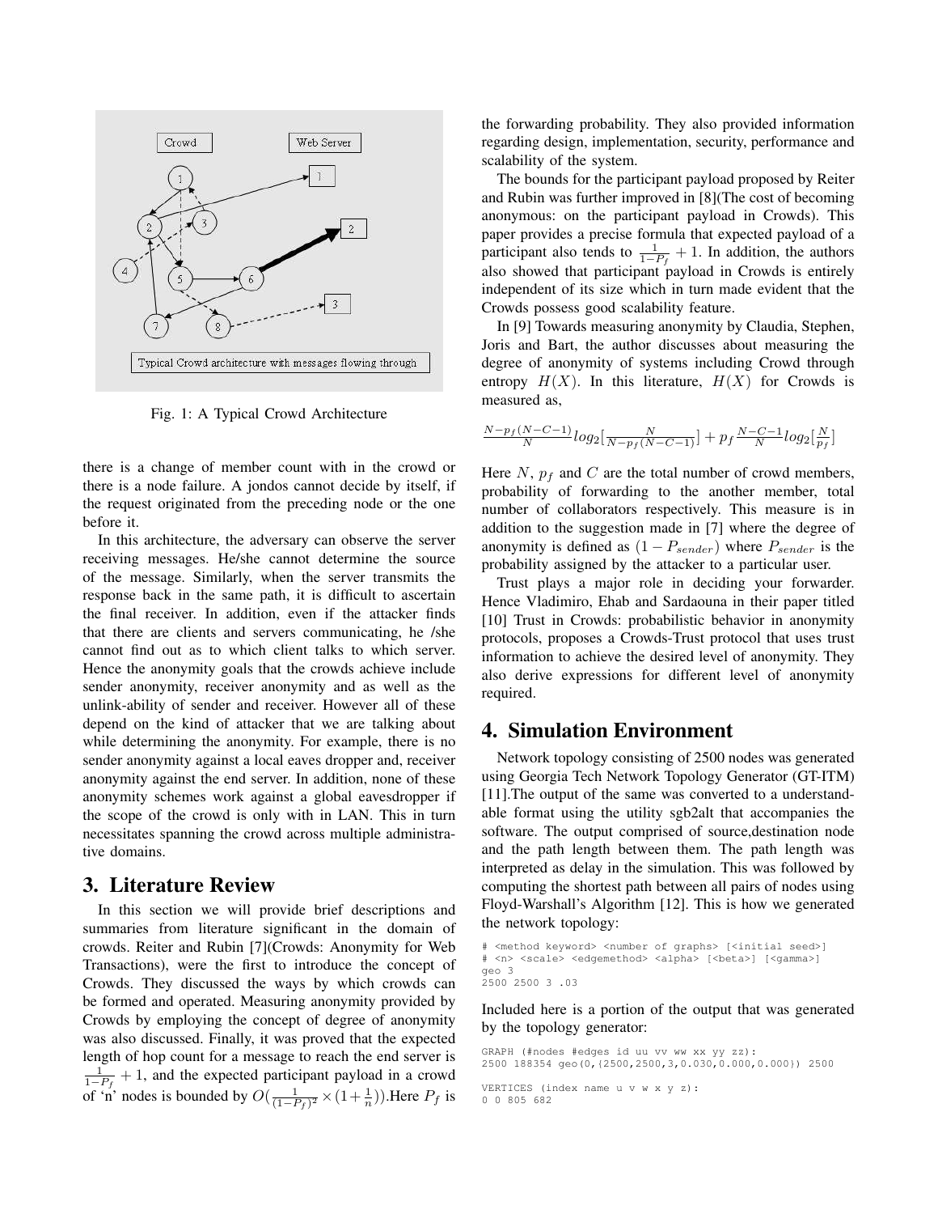Fig. 1: A Typical Crowd Architecture

there is a change of member count with in the crowd or there is a node failure. A jondos cannot decide by itself, if the request originated from the preceding node or the one before it.

In this architecture, the adversary can observe the server receiving messages. He/she cannot determine the source of the message. Similarly, when the server transmits the response back in the same path, it is difficult to ascertain the final receiver. In addition, even if the attacker finds that there are clients and servers communicating, he /she cannot find out as to which client talks to which server. Hence the anonymity goals that the crowds achieve include sender anonymity, receiver anonymity and as well as the unlink-ability of sender and receiver. However all of these depend on the kind of attacker that we are talking about while determining the anonymity. For example, there is no sender anonymity against a local eaves dropper and, receiver anonymity against the end server. In addition, none of these anonymity schemes work against a global eavesdropper if the scope of the crowd is only with in LAN. This in turn necessitates spanning the crowd across multiple administrative domains.

## 3. Literature Review

In this section we will provide brief descriptions and summaries from literature significant in the domain of crowds. Reiter and Rubin [7](Crowds: Anonymity for Web Transactions), were the first to introduce the concept of Crowds. They discussed the ways by which crowds can be formed and operated. Measuring anonymity provided by Crowds by employing the concept of degree of anonymity was also discussed. Finally, it was proved that the expected length of hop count for a message to reach the end server is $\frac{1}{1-P_f}+1$, and the expected participant payload in a crowd of 'n' nodes is bounded by $O(\frac{1}{(1-P_f)^2}\times(1+\frac{1}{n}))$.Here $P_f$ is the forwarding probability. They also provided information regarding design, implementation, security, performance and scalability of the system.

The bounds for the participant payload proposed by Reiter and Rubin was further improved in [8](The cost of becoming anonymous: on the participant payload in Crowds). This paper provides a precise formula that expected payload of a participant also tends to $\frac{1}{1-P_f}+1$. In addition, the authors also showed that participant payload in Crowds is entirely independent of its size which in turn made evident that the Crowds possess good scalability feature.

In [9] Towards measuring anonymity by Claudia, Stephen, Joris and Bart, the author discusses about measuring the degree of anonymity of systems including Crowd through entropy $H(X)$. In this literature, $H(X)$ for Crowds is measured as,

$$\frac{N-p_f(N-C-1)}{N}log_2[\frac{N}{N-p_f(N-C-1)}]+p_f\frac{N-C-1}{N}log_2[\frac{N}{p_f}]$$

Here $N$, $p_f$ and $C$ are the total number of crowd members, probability of forwarding to the another member, total number of collaborators respectively. This measure is in addition to the suggestion made in [7] where the degree of anonymity is defined as $(1-P_{sender})$ where $P_{sender}$ is the probability assigned by the attacker to a particular user.

Trust plays a major role in deciding your forwarder. Hence Vladimiro, Ehab and Sardaouna in their paper titled [10] Trust in Crowds: probabilistic behavior in anonymity protocols, proposes a Crowds-Trust protocol that uses trust information to achieve the desired level of anonymity. They also derive expressions for different level of anonymity required.

## 4. Simulation Environment

Network topology consisting of 2500 nodes was generated using Georgia Tech Network Topology Generator (GT-ITM) [11].The output of the same was converted to a understandable format using the utility sgb2alt that accompanies the software. The output comprised of source,destination node and the path length between them. The path length was interpreted as delay in the simulation. This was followed by computing the shortest path between all pairs of nodes using Floyd-Warshall's Algorithm [12]. This is how we generated the network topology:

```
# <method keyword> <number of graphs> [<initial seed>]
# <n> <scale> <edgemethod> <alpha> [<beta>] [<gamma>]
geo 3
2500 2500 3 .03
```

Included here is a portion of the output that was generated by the topology generator:

```
GRAPH (#nodes #edges id uu vv ww xx yy zz):
2500 188354 geo(0,{2500,2500,3,0.030,0.000,0.000}) 2500

VERTICES (index name u v w x y z):
0 0 805 682
```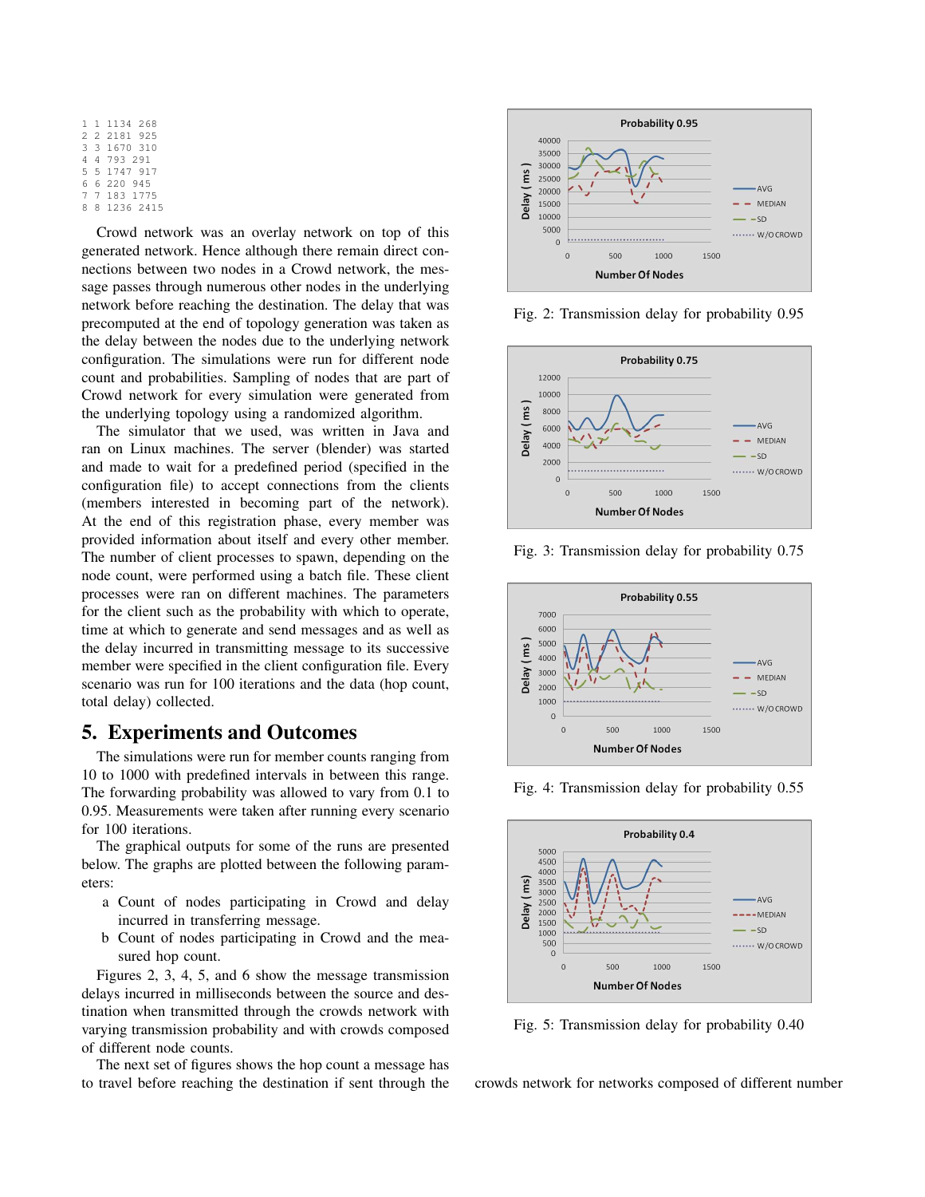```
1 1 1134 268
2 2 2181 925
3 3 1670 310
4 4 793 291
5 5 1747 917
6 6 220 945
7 7 183 1775
8 8 1236 2415
```

Crowd network was an overlay network on top of this generated network. Hence although there remain direct connections between two nodes in a Crowd network, the message passes through numerous other nodes in the underlying network before reaching the destination. The delay that was precomputed at the end of topology generation was taken as the delay between the nodes due to the underlying network configuration. The simulations were run for different node count and probabilities. Sampling of nodes that are part of Crowd network for every simulation were generated from the underlying topology using a randomized algorithm.

The simulator that we used, was written in Java and ran on Linux machines. The server (blender) was started and made to wait for a predefined period (specified in the configuration file) to accept connections from the clients (members interested in becoming part of the network). At the end of this registration phase, every member was provided information about itself and every other member. The number of client processes to spawn, depending on the node count, were performed using a batch file. These client processes were ran on different machines. The parameters for the client such as the probability with which to operate, time at which to generate and send messages as well as the delay incurred in transmitting message to its successive member were specified in the client configuration file. Every scenario was run for 100 iterations and the data (hop count, total delay) collected.

## 5. Experiments and Outcomes

The simulations were run for member counts ranging from 10 to 1000 with predefined intervals in between this range. The forwarding probability was allowed to vary from 0.1 to 0.95. Measurements were taken after running every scenario for 100 iterations.

The graphical outputs for some of the runs are presented below. The graphs are plotted between the following parameters:

a Count of nodes participating in Crowd and delay incurred in transferring message.

b Count of nodes participating in Crowd and the measured hop count.

Figures 2, 3, 4, 5, and 6 show the message transmission delays incurred in milliseconds between the source and destination when transmitted through the crowds network with varying transmission probability and with crowds composed of different node counts.

The next set of figures shows the hop count a message has to travel before reaching the destination if sent through the crowds network for networks composed of different number

Fig. 2: Transmission delay for probability 0.95

Fig. 3: Transmission delay for probability 0.75

Fig. 4: Transmission delay for probability 0.55

Fig. 5: Transmission delay for probability 0.40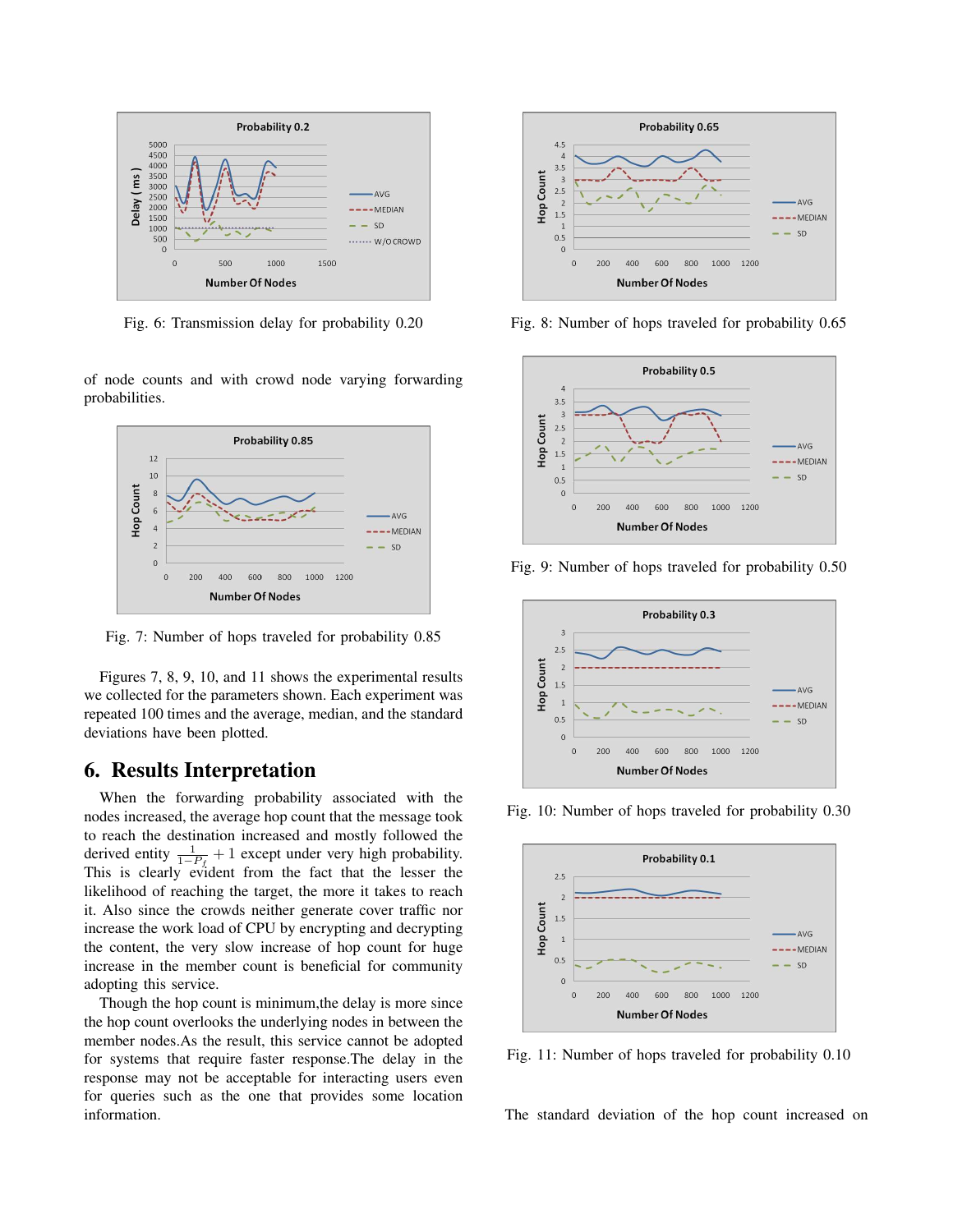Fig. 6: Transmission delay for probability 0.20

of node counts and with crowd node varying forwarding probabilities.

Fig. 7: Number of hops traveled for probability 0.85

Figures 7, 8, 9, 10, and 11 shows the experimental results we collected for the parameters shown. Each experiment was repeated 100 times and the average, median, and the standard deviations have been plotted.

## 6. Results Interpretation

When the forwarding probability associated with the nodes increased, the average hop count that the message took to reach the destination increased and mostly followed the derived entity $\frac{1}{1-P_f} + 1$ except under very high probability. This is clearly evident from the fact that the lesser the likelihood of reaching the target, the more it takes to reach it. Also since the crowds neither generate cover traffic nor increase the work load of CPU by encrypting and decrypting the content, the very slow increase of hop count for huge increase in the member count is beneficial for community adopting this service.

Though the hop count is minimum,the delay is more since the hop count overlooks the underlying nodes in between the member nodes.As the result, this service cannot be adopted for systems that require faster response.The delay in the response may not be acceptable for interacting users even for queries such as the one that provides some location information.

Fig. 8: Number of hops traveled for probability 0.65

Fig. 9: Number of hops traveled for probability 0.50

Fig. 10: Number of hops traveled for probability 0.30

Fig. 11: Number of hops traveled for probability 0.10

The standard deviation of the hop count increased on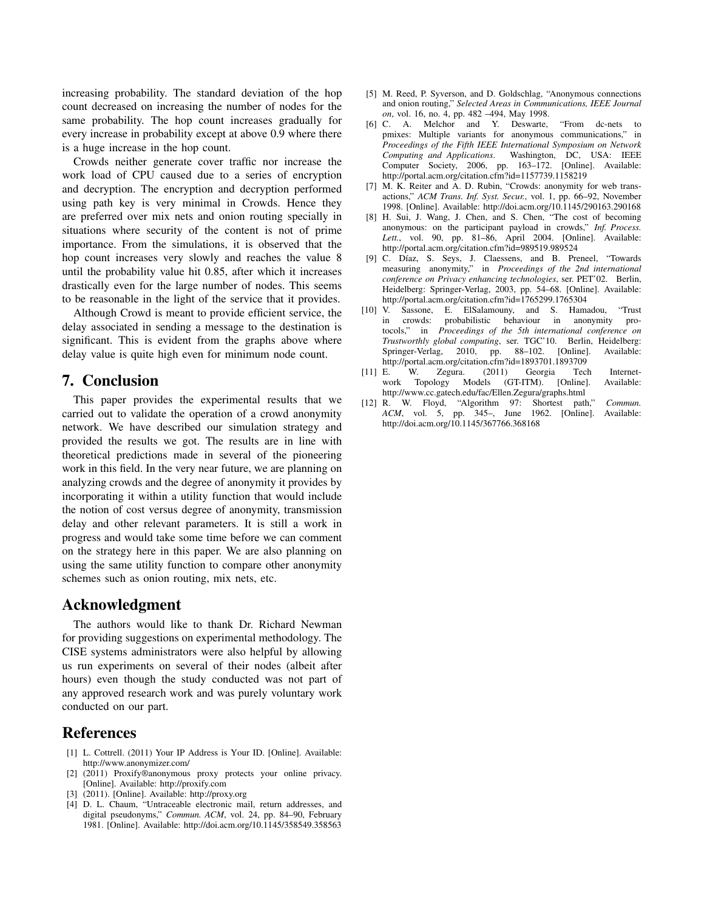increasing probability. The standard deviation of the hop count decreased on increasing the number of nodes for the same probability. The hop count increases gradually for every increase in probability except at above 0.9 where there is a huge increase in the hop count.

Crowds neither generate cover traffic nor increase the work load of CPU caused due to a series of encryption and decryption. The encryption and decryption performed using path key is very minimal in Crowds. Hence they are preferred over mix nets and onion routing specially in situations where security of the content is not of prime importance. From the simulations, it is observed that the hop count increases very slowly and reaches the value 8 until the probability value hit 0.85, after which it increases drastically even for the large number of nodes. This seems to be reasonable in the light of the service that it provides.

Although Crowd is meant to provide efficient service, the delay associated in sending a message to the destination is significant. This is evident from the graphs above where delay value is quite high even for minimum node count.

## 7. Conclusion

This paper provides the experimental results that we carried out to validate the operation of a crowd anonymity network. We have described our simulation strategy and provided the results we got. The results are in line with theoretical predictions made in several of the pioneering work in this field. In the very near future, we are planning on analyzing crowds and the degree of anonymity it provides by incorporating it within a utility function that would include the notion of cost versus degree of anonymity, transmission delay and other relevant parameters. It is still a work in progress and would take some time before we can comment on the strategy here in this paper. We are also planning on using the same utility function to compare other anonymity schemes such as onion routing, mix nets, etc.

## Acknowledgment

The authors would like to thank Dr. Richard Newman for providing suggestions on experimental methodology. The CISE systems administrators were also helpful by allowing us run experiments on several of their nodes (albeit after hours) even though the study conducted was not part of any approved research work and was purely voluntary work conducted on our part.

## References

[1] L. Cottrell. (2011) Your IP Address is Your ID. [Online]. Available: http://www.anonymizer.com/

[2] (2011) Proxify®anonymous proxy protects your online privacy. [Online]. Available: http://proxify.com

[3] (2011). [Online]. Available: http://proxy.org

[4] D. L. Chaum, "Untraceable electronic mail, return addresses, and digital pseudonyms," *Commun. ACM*, vol. 24, pp. 84–90, February 1981. [Online]. Available: http://doi.acm.org/10.1145/358549.358563

[5] M. Reed, P. Syverson, and D. Goldschlag, "Anonymous connections and onion routing," *Selected Areas in Communications, IEEE Journal on*, vol. 16, no. 4, pp. 482 –494, May 1998.

[6] C. A. Melchor and Y. Deswarte, "From dc-nets to pmixes: Multiple variants for anonymous communications," in *Proceedings of the Fifth IEEE International Symposium on Network Computing and Applications*. Washington, DC, USA: IEEE Computer Society, 2006, pp. 163–172. [Online]. Available: http://portal.acm.org/citation.cfm?id=1157739.1158219

[7] M. K. Reiter and A. D. Rubin, "Crowds: anonymity for web transactions," *ACM Trans. Inf. Syst. Secur.*, vol. 1, pp. 66–92, November 1998. [Online]. Available: http://doi.acm.org/10.1145/290163.290168

[8] H. Sui, J. Wang, J. Chen, and S. Chen, "The cost of becoming anonymous: on the participant payload in crowds," *Inf. Process. Lett.*, vol. 90, pp. 81–86, April 2004. [Online]. Available: http://portal.acm.org/citation.cfm?id=989519.989524

[9] C. Díaz, S. Seys, J. Claessens, and B. Preneel, "Towards measuring anonymity," in *Proceedings of the 2nd international conference on Privacy enhancing technologies*, ser. PET'02. Berlin, Heidelberg: Springer-Verlag, 2003, pp. 54–68. [Online]. Available: http://portal.acm.org/citation.cfm?id=1765299.1765304

[10] V. Sassone, E. ElSalamouny, and S. Hamadou, "Trust in crowds: probabilistic behaviour in anonymity protocols," in *Proceedings of the 5th international conference on Trustworthy global computing*, ser. TGC'10. Berlin, Heidelberg: Springer-Verlag, 2010, pp. 88–102. [Online]. Available: http://portal.acm.org/citation.cfm?id=1893701.1893709

[11] E. W. Zegura. (2011) Georgia Tech Internetwork Topology Models (GT-ITM). [Online]. Available: http://www.cc.gatech.edu/fac/Ellen.Zegura/graphs.html

[12] R. W. Floyd, "Algorithm 97: Shortest path," *Commun. ACM*, vol. 5, pp. 345–, June 1962. [Online]. Available: http://doi.acm.org/10.1145/367766.368168